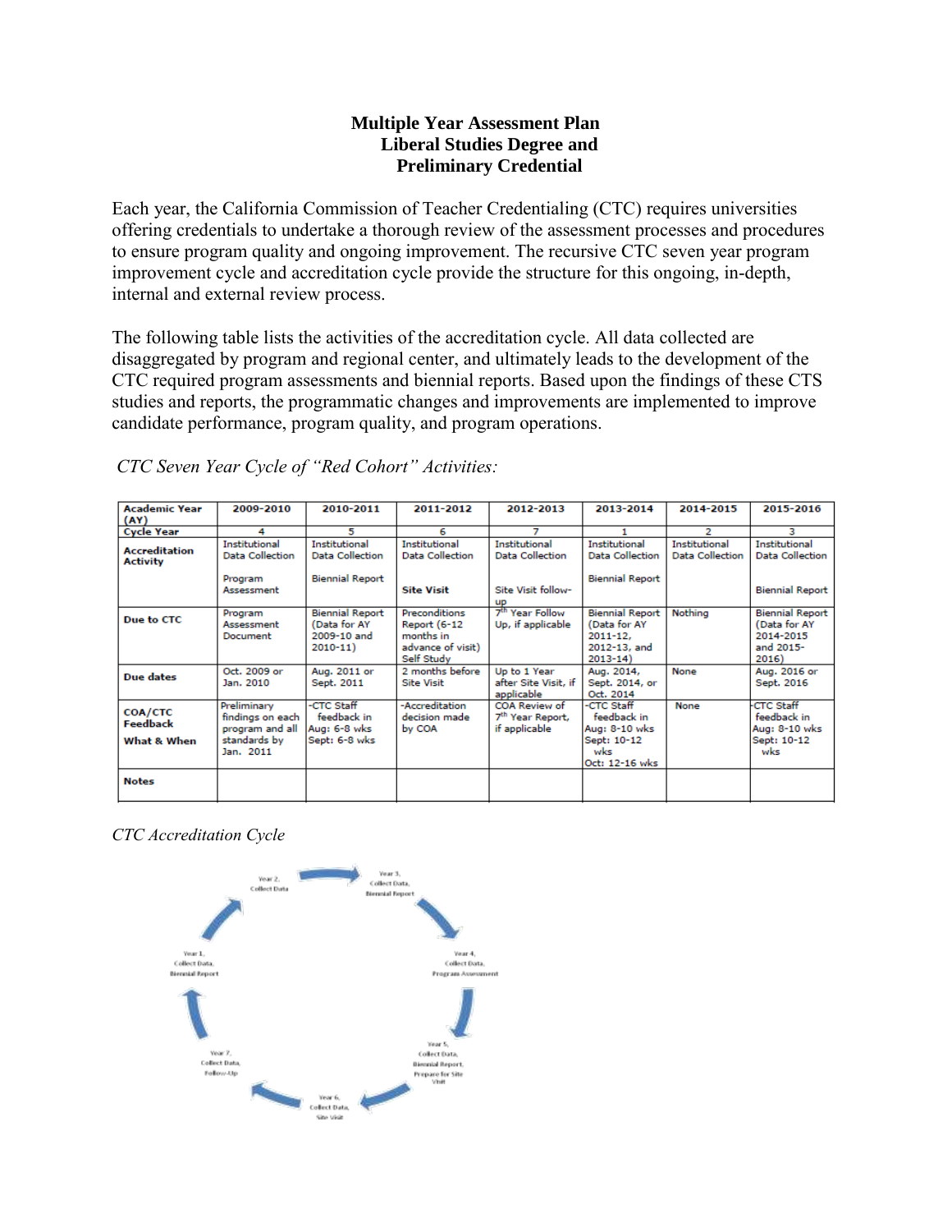# Multiple Year Assessment Plan
## Liberal Studies Degree and Preliminary Credential

Each year, the California Commission of Teacher Credentialing (CTC) requires universities offering credentials to undertake a thorough review of the assessment processes and procedures to ensure program quality and ongoing improvement. The recursive CTC seven year program improvement cycle and accreditation cycle provide the structure for this ongoing, in-depth, internal and external review process.

The following table lists the activities of the accreditation cycle. All data collected are disaggregated by program and regional center, and ultimately leads to the development of the CTC required program assessments and biennial reports. Based upon the findings of these CTS studies and reports, the programmatic changes and improvements are implemented to improve candidate performance, program quality, and program operations.

*CTC Seven Year Cycle of "Red Cohort" Activities:*

| Academic Year (AY) | 2009-2010 | 2010-2011 | 2011-2012 | 2012-2013 | 2013-2014 | 2014-2015 | 2015-2016 |
|---|---|---|---|---|---|---|---|
| Cycle Year | 4 | 5 | 6 | 7 | 1 | 2 | 3 |
| Accreditation Activity | Institutional Data Collection<br><br>Program Assessment | Institutional Data Collection<br><br>Biennial Report | Institutional Data Collection<br><br>**Site Visit** | Institutional Data Collection<br><br>Site Visit follow-up | Institutional Data Collection<br><br>Biennial Report | Institutional Data Collection | Institutional Data Collection<br><br>Biennial Report |
| Due to CTC | Program Assessment Document | Biennial Report (Data for AY 2009-10 and 2010-11) | Preconditions Report (6-12 months in advance of visit) Self Study | 7th Year Follow Up, if applicable | Biennial Report (Data for AY 2011-12, 2012-13, and 2013-14) | Nothing | Biennial Report (Data for AY 2014-2015 and 2015-2016) |
| Due dates | Oct. 2009 or Jan. 2010 | Aug. 2011 or Sept. 2011 | 2 months before Site Visit | Up to 1 Year after Site Visit, if applicable | Aug. 2014, Sept. 2014, or Oct. 2014 | None | Aug. 2016 or Sept. 2016 |
| COA/CTC Feedback<br><br>What & When | Preliminary findings on each program and all standards by Jan. 2011 | -CTC Staff feedback in Aug: 6-8 wks Sept: 6-8 wks | -Accreditation decision made by COA | COA Review of 7th Year Report, if applicable | -CTC Staff feedback in Aug: 8-10 wks Sept: 10-12 wks Oct: 12-16 wks | None | -CTC Staff feedback in Aug: 8-10 wks Sept: 10-12 wks |
| Notes | | | | | | | |

*CTC Accreditation Cycle*

Year 1, Collect Data, Biennial Report → Year 2, Collect Data → Year 3, Collect Data, Biennial Report → Year 4, Collect Data, Program Assessment → Year 5, Collect Data, Biennial Report, Prepare for Site Visit → Year 6, Collect Data, Site Visit → Year 7, Collect Data, Follow-Up → Year 1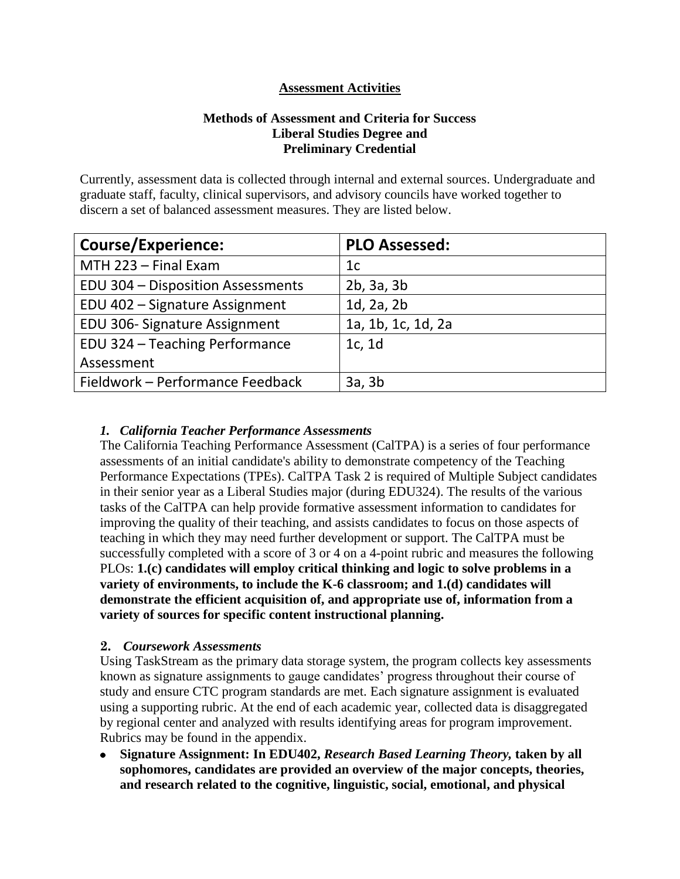**Assessment Activities**

**Methods of Assessment and Criteria for Success**
**Liberal Studies Degree and**
**Preliminary Credential**

Currently, assessment data is collected through internal and external sources. Undergraduate and graduate staff, faculty, clinical supervisors, and advisory councils have worked together to discern a set of balanced assessment measures. They are listed below.

| Course/Experience: | PLO Assessed: |
|---|---|
| MTH 223 – Final Exam | 1c |
| EDU 304 – Disposition Assessments | 2b, 3a, 3b |
| EDU 402 – Signature Assignment | 1d, 2a, 2b |
| EDU 306- Signature Assignment | 1a, 1b, 1c, 1d, 2a |
| EDU 324 – Teaching Performance Assessment | 1c, 1d |
| Fieldwork – Performance Feedback | 3a, 3b |

***1. California Teacher Performance Assessments***

The California Teaching Performance Assessment (CalTPA) is a series of four performance assessments of an initial candidate's ability to demonstrate competency of the Teaching Performance Expectations (TPEs). CalTPA Task 2 is required of Multiple Subject candidates in their senior year as a Liberal Studies major (during EDU324). The results of the various tasks of the CalTPA can help provide formative assessment information to candidates for improving the quality of their teaching, and assists candidates to focus on those aspects of teaching in which they may need further development or support. The CalTPA must be successfully completed with a score of 3 or 4 on a 4-point rubric and measures the following PLOs: **1.(c) candidates will employ critical thinking and logic to solve problems in a variety of environments, to include the K-6 classroom; and 1.(d) candidates will demonstrate the efficient acquisition of, and appropriate use of, information from a variety of sources for specific content instructional planning.**

**2.** ***Coursework Assessments***

Using TaskStream as the primary data storage system, the program collects key assessments known as signature assignments to gauge candidates' progress throughout their course of study and ensure CTC program standards are met. Each signature assignment is evaluated using a supporting rubric. At the end of each academic year, collected data is disaggregated by regional center and analyzed with results identifying areas for program improvement. Rubrics may be found in the appendix.

- **Signature Assignment: In EDU402, *Research Based Learning Theory,* taken by all sophomores, candidates are provided an overview of the major concepts, theories, and research related to the cognitive, linguistic, social, emotional, and physical**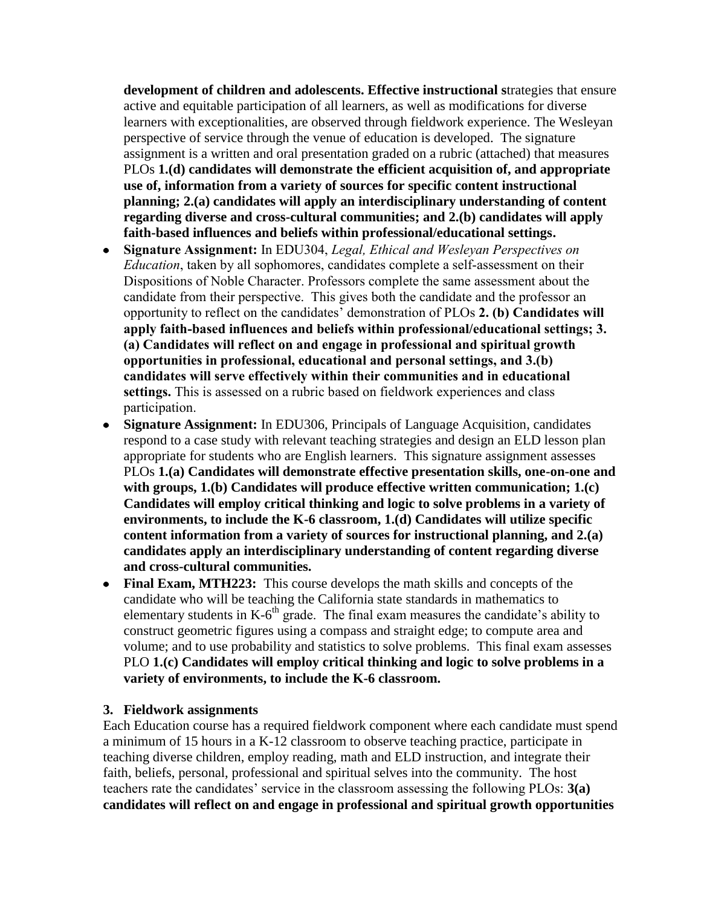**development of children and adolescents. Effective instructional s**trategies that ensure active and equitable participation of all learners, as well as modifications for diverse learners with exceptionalities, are observed through fieldwork experience. The Wesleyan perspective of service through the venue of education is developed. The signature assignment is a written and oral presentation graded on a rubric (attached) that measures PLOs **1.(d) candidates will demonstrate the efficient acquisition of, and appropriate use of, information from a variety of sources for specific content instructional planning; 2.(a) candidates will apply an interdisciplinary understanding of content regarding diverse and cross-cultural communities; and 2.(b) candidates will apply faith-based influences and beliefs within professional/educational settings.**

- **Signature Assignment:** In EDU304, *Legal, Ethical and Wesleyan Perspectives on Education*, taken by all sophomores, candidates complete a self-assessment on their Dispositions of Noble Character. Professors complete the same assessment about the candidate from their perspective. This gives both the candidate and the professor an opportunity to reflect on the candidates' demonstration of PLOs **2. (b) Candidates will apply faith-based influences and beliefs within professional/educational settings; 3. (a) Candidates will reflect on and engage in professional and spiritual growth opportunities in professional, educational and personal settings, and 3.(b) candidates will serve effectively within their communities and in educational settings.** This is assessed on a rubric based on fieldwork experiences and class participation.
- **Signature Assignment:** In EDU306, Principals of Language Acquisition, candidates respond to a case study with relevant teaching strategies and design an ELD lesson plan appropriate for students who are English learners. This signature assignment assesses PLOs **1.(a) Candidates will demonstrate effective presentation skills, one-on-one and with groups, 1.(b) Candidates will produce effective written communication; 1.(c) Candidates will employ critical thinking and logic to solve problems in a variety of environments, to include the K-6 classroom, 1.(d) Candidates will utilize specific content information from a variety of sources for instructional planning, and 2.(a) candidates apply an interdisciplinary understanding of content regarding diverse and cross-cultural communities.**
- **Final Exam, MTH223:** This course develops the math skills and concepts of the candidate who will be teaching the California state standards in mathematics to elementary students in K-6th grade. The final exam measures the candidate's ability to construct geometric figures using a compass and straight edge; to compute area and volume; and to use probability and statistics to solve problems. This final exam assesses PLO **1.(c) Candidates will employ critical thinking and logic to solve problems in a variety of environments, to include the K-6 classroom.**

### 3. Fieldwork assignments

Each Education course has a required fieldwork component where each candidate must spend a minimum of 15 hours in a K-12 classroom to observe teaching practice, participate in teaching diverse children, employ reading, math and ELD instruction, and integrate their faith, beliefs, personal, professional and spiritual selves into the community. The host teachers rate the candidates' service in the classroom assessing the following PLOs: **3(a) candidates will reflect on and engage in professional and spiritual growth opportunities**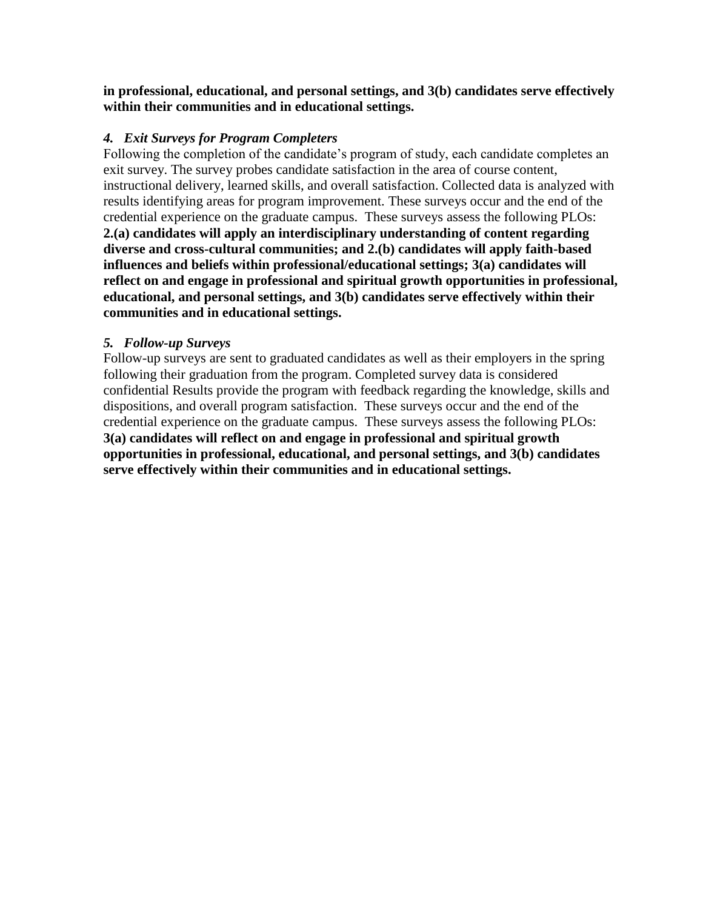**in professional, educational, and personal settings, and 3(b) candidates serve effectively within their communities and in educational settings.**

### *4. Exit Surveys for Program Completers*

Following the completion of the candidate's program of study, each candidate completes an exit survey. The survey probes candidate satisfaction in the area of course content, instructional delivery, learned skills, and overall satisfaction. Collected data is analyzed with results identifying areas for program improvement. These surveys occur and the end of the credential experience on the graduate campus. These surveys assess the following PLOs: **2.(a) candidates will apply an interdisciplinary understanding of content regarding diverse and cross-cultural communities; and 2.(b) candidates will apply faith-based influences and beliefs within professional/educational settings; 3(a) candidates will reflect on and engage in professional and spiritual growth opportunities in professional, educational, and personal settings, and 3(b) candidates serve effectively within their communities and in educational settings.**

### *5. Follow-up Surveys*

Follow-up surveys are sent to graduated candidates as well as their employers in the spring following their graduation from the program. Completed survey data is considered confidential Results provide the program with feedback regarding the knowledge, skills and dispositions, and overall program satisfaction. These surveys occur and the end of the credential experience on the graduate campus. These surveys assess the following PLOs: **3(a) candidates will reflect on and engage in professional and spiritual growth opportunities in professional, educational, and personal settings, and 3(b) candidates serve effectively within their communities and in educational settings.**